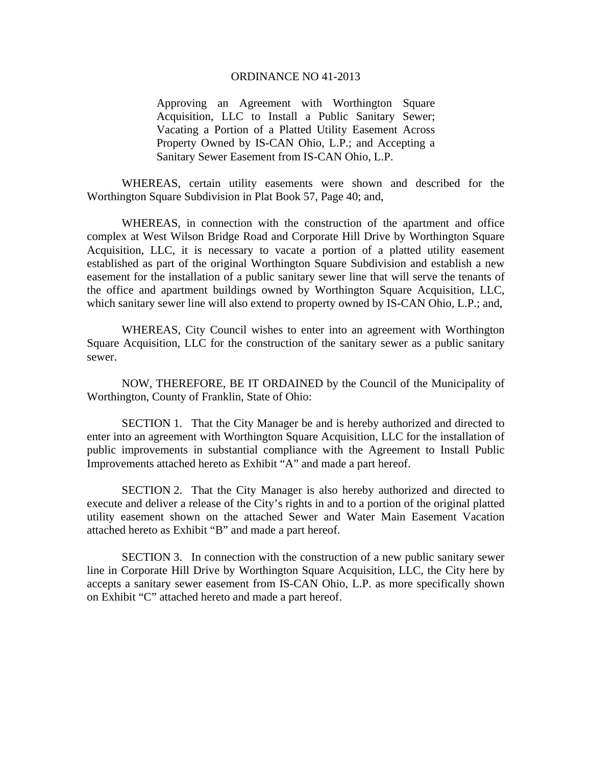# ORDINANCE NO 41-2013

**Approving an Agreement with Worthington Square Acquisition, LLC to Install a Public Sanitary Sewer; Vacating a Portion of a Platted Utility Easement Across Property Owned by IS-CAN Ohio, L.P.; and Accepting a Sanitary Sewer Easement from IS-CAN Ohio, L.P.**

WHEREAS, certain utility easements were shown and described for the Worthington Square Subdivision in Plat Book 57, Page 40; and,

WHEREAS, in connection with the construction of the apartment and office complex at West Wilson Bridge Road and Corporate Hill Drive by Worthington Square Acquisition, LLC, it is necessary to vacate a portion of a platted utility easement established as part of the original Worthington Square Subdivision and establish a new easement for the installation of a public sanitary sewer line that will serve the tenants of the office and apartment buildings owned by Worthington Square Acquisition, LLC, which sanitary sewer line will also extend to property owned by IS-CAN Ohio, L.P.; and,

WHEREAS, City Council wishes to enter into an agreement with Worthington Square Acquisition, LLC for the construction of the sanitary sewer as a public sanitary sewer.

NOW, THEREFORE, BE IT ORDAINED by the Council of the Municipality of Worthington, County of Franklin, State of Ohio:

SECTION 1. That the City Manager be and is hereby authorized and directed to enter into an agreement with Worthington Square Acquisition, LLC for the installation of public improvements in substantial compliance with the Agreement to Install Public Improvements attached hereto as Exhibit "A" and made a part hereof.

SECTION 2. That the City Manager is also hereby authorized and directed to execute and deliver a release of the City's rights in and to a portion of the original platted utility easement shown on the attached Sewer and Water Main Easement Vacation attached hereto as Exhibit "B" and made a part hereof.

SECTION 3. In connection with the construction of a new public sanitary sewer line in Corporate Hill Drive by Worthington Square Acquisition, LLC, the City here by accepts a sanitary sewer easement from IS-CAN Ohio, L.P. as more specifically shown on Exhibit "C" attached hereto and made a part hereof.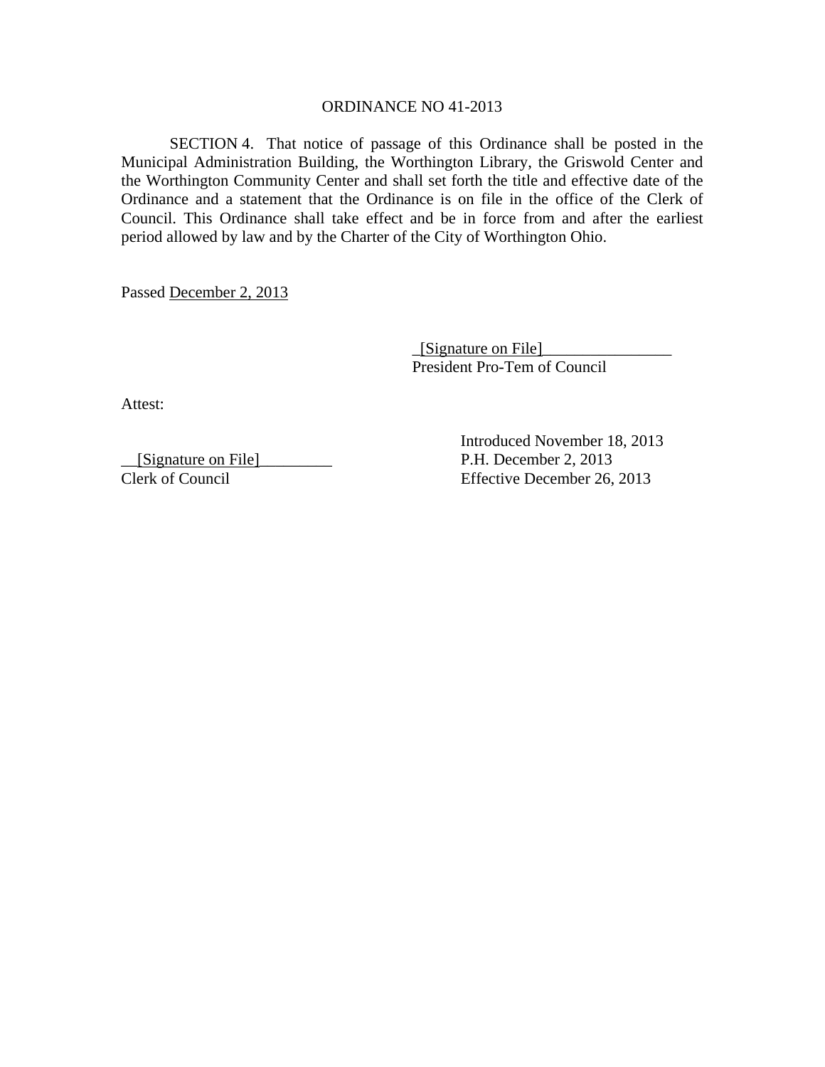ORDINANCE NO 41-2013

SECTION 4. That notice of passage of this Ordinance shall be posted in the Municipal Administration Building, the Worthington Library, the Griswold Center and the Worthington Community Center and shall set forth the title and effective date of the Ordinance and a statement that the Ordinance is on file in the office of the Clerk of Council. This Ordinance shall take effect and be in force from and after the earliest period allowed by law and by the Charter of the City of Worthington Ohio.

Passed December 2, 2013

_[Signature on File]________________
President Pro-Tem of Council

Attest:

__[Signature on File]_________
Clerk of Council

Introduced November 18, 2013
P.H. December 2, 2013
Effective December 26, 2013